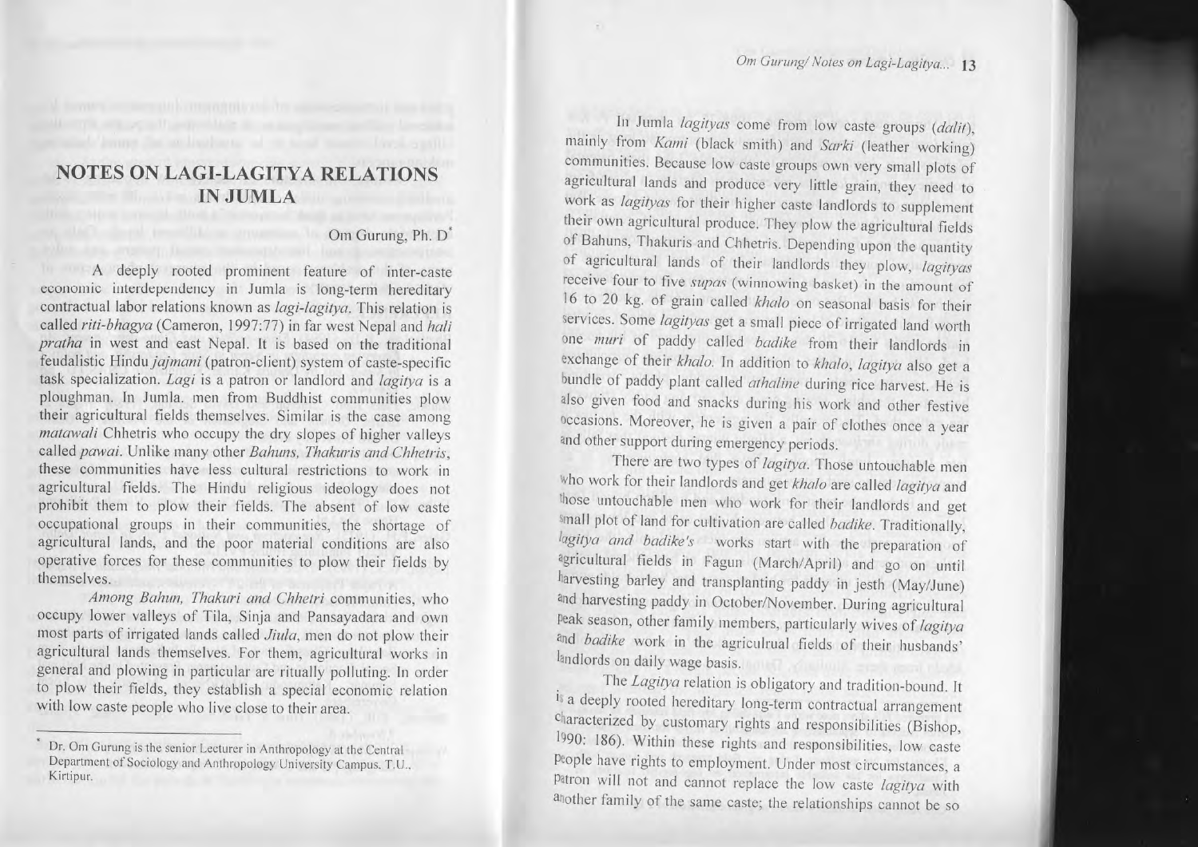# NOTES ON LAGI-LAGITYA RELATIONS IN JUMLA

Om Gurung, Ph. D*

A deeply rooted prominent feature of inter-caste economic interdependency in Jumla is long-term hereditary contractual labor relations known as *lagi-lagitya*. This relation is called *riti-bhagya* (Cameron, 1997:77) in far west Nepal and *hali pratha* in west and east Nepal. It is based on the traditional feudalistic Hindu *jajmani* (patron-client) system of caste-specific task specialization. *Lagi* is a patron or landlord and *lagitya* is a ploughman. In Jumla. men from Buddhist communities plow their agricultural fields themselves. Similar is the case among *matawali* Chhetris who occupy the dry slopes of higher valleys called *pawai*. Unlike many other *Bahuns, Thakuris and Chhetris*, these communities have less cultural restrictions to work in agricultural fields. The Hindu religious ideology does not prohibit them to plow their fields. The absent of low caste occupational groups in their communities, the shortage of agricultural lands, and the poor material conditions are also operative forces for these communities to plow their fields by themselves.

*Among Bahun, Thakuri and Chhetri* communities, who occupy lower valleys of Tila, Sinja and Pansayadara and own most parts of irrigated lands called *Jiula*, men do not plow their agricultural lands themselves. For them, agricultural works in general and plowing in particular are ritually polluting. In order to plow their fields, they establish a special economic relation with low caste people who live close to their area.

In Jumla *lagityas* come from low caste groups (*dalit*), mainly from *Kami* (black smith) and *Sarki* (leather working) communities. Because low caste groups own very small plots of agricultural lands and produce very little grain, they need to work as *lagityas* for their higher caste landlords to supplement their own agricultural produce. They plow the agricultural fields of Bahuns, Thakuris and Chhetris. Depending upon the quantity of agricultural lands of their landlords they plow, *lagityas* receive four to five *supas* (winnowing basket) in the amount of 16 to 20 kg. of grain called *khalo* on seasonal basis for their services. Some *lagityas* get a small piece of irrigated land worth one *muri* of paddy called *badike* from their landlords in exchange of their *khalo*. In addition to *khalo*, *lagitya* also get a bundle of paddy plant called *athaline* during rice harvest. He is also given food and snacks during his work and other festive occasions. Moreover, he is given a pair of clothes once a year and other support during emergency periods.

There are two types of *lagitya*. Those untouchable men who work for their landlords and get *khalo* are called *lagitya* and those untouchable men who work for their landlords and get small plot of land for cultivation are called *badike*. Traditionally, *lagitya and badike's* works start with the preparation of agricultural fields in Fagun (March/April) and go on until harvesting barley and transplanting paddy in jesth (May/June) and harvesting paddy in October/November. During agricultural peak season, other family members, particularly wives of *lagitya* and *badike* work in the agriculrual fields of their husbands' landlords on daily wage basis.

The *Lagitya* relation is obligatory and tradition-bound. It is a deeply rooted hereditary long-term contractual arrangement characterized by customary rights and responsibilities (Bishop, 1990: 186). Within these rights and responsibilities, low caste people have rights to employment. Under most circumstances, a patron will not and cannot replace the low caste *lagitya* with another family of the same caste; the relationships cannot be so

---

* Dr. Om Gurung is the senior Lecturer in Anthropology at the Central Department of Sociology and Anthropology University Campus. T.U., Kirtipur.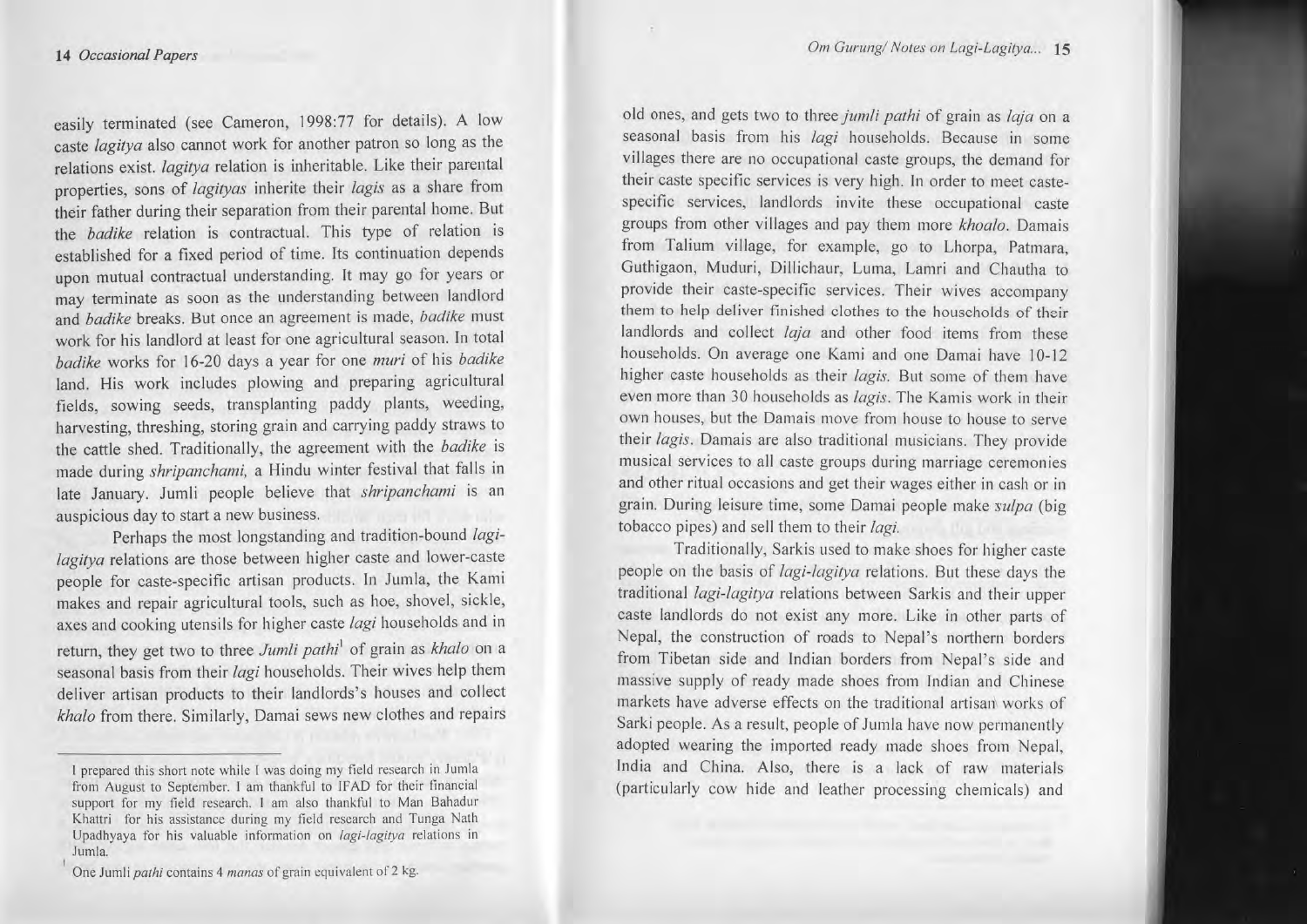easily terminated (see Cameron, 1998:77 for details). A low caste *lagitya* also cannot work for another patron so long as the relations exist. *lagitya* relation is inheritable. Like their parental properties, sons of *lagityas* inherite their *lagis* as a share from their father during their separation from their parental home. But the *badike* relation is contractual. This type of relation is established for a fixed period of time. Its continuation depends upon mutual contractual understanding. It may go for years or may terminate as soon as the understanding between landlord and *badike* breaks. But once an agreement is made, *badike* must work for his landlord at least for one agricultural season. In total *badike* works for 16-20 days a year for one *muri* of his *badike* land. His work includes plowing and preparing agricultural fields, sowing seeds, transplanting paddy plants, weeding, harvesting, threshing, storing grain and carrying paddy straws to the cattle shed. Traditionally, the agreement with the *badike* is made during *shripanchami*, a Hindu winter festival that falls in late January. Jumli people believe that *shripanchami* is an auspicious day to start a new business.

Perhaps the most longstanding and tradition-bound *lagi-lagitya* relations are those between higher caste and lower-caste people for caste-specific artisan products. In Jumla, the Kami makes and repair agricultural tools, such as hoe, shovel, sickle, axes and cooking utensils for higher caste *lagi* households and in return, they get two to three *Jumli pathi*[1] of grain as *khalo* on a seasonal basis from their *lagi* households. Their wives help them deliver artisan products to their landlords's houses and collect *khalo* from there. Similarly, Damai sews new clothes and repairs old ones, and gets two to three *jumli pathi* of grain as *laja* on a seasonal basis from his *lagi* households. Because in some villages there are no occupational caste groups, the demand for their caste specific services is very high. In order to meet caste-specific services, landlords invite these occupational caste groups from other villages and pay them more *khoalo*. Damais from Talium village, for example, go to Lhorpa, Patmara, Guthigaon, Muduri, Dillichaur, Luma, Lamri and Chautha to provide their caste-specific services. Their wives accompany them to help deliver finished clothes to the households of their landlords and collect *laja* and other food items from these households. On average one Kami and one Damai have 10-12 higher caste households as their *lagis*. But some of them have even more than 30 households as *lagis*. The Kamis work in their own houses, but the Damais move from house to house to serve their *lagis*. Damais are also traditional musicians. They provide musical services to all caste groups during marriage ceremonies and other ritual occasions and get their wages either in cash or in grain. During leisure time, some Damai people make *sulpa* (big tobacco pipes) and sell them to their *lagi*.

Traditionally, Sarkis used to make shoes for higher caste people on the basis of *lagi-lagitya* relations. But these days the traditional *lagi-lagitya* relations between Sarkis and their upper caste landlords do not exist any more. Like in other parts of Nepal, the construction of roads to Nepal's northern borders from Tibetan side and Indian borders from Nepal's side and massive supply of ready made shoes from Indian and Chinese markets have adverse effects on the traditional artisan works of Sarki people. As a result, people of Jumla have now permanently adopted wearing the imported ready made shoes from Nepal, India and China. Also, there is a lack of raw materials (particularly cow hide and leather processing chemicals) and

---

I prepared this short note while I was doing my field research in Jumla from August to September. I am thankful to IFAD for their financial support for my field research. I am also thankful to Man Bahadur Khattri for his assistance during my field research and Tunga Nath Upadhyaya for his valuable information on *lagi-lagitya* relations in Jumla.

[1] One Jumli *pathi* contains 4 *manas* of grain equivalent of 2 kg.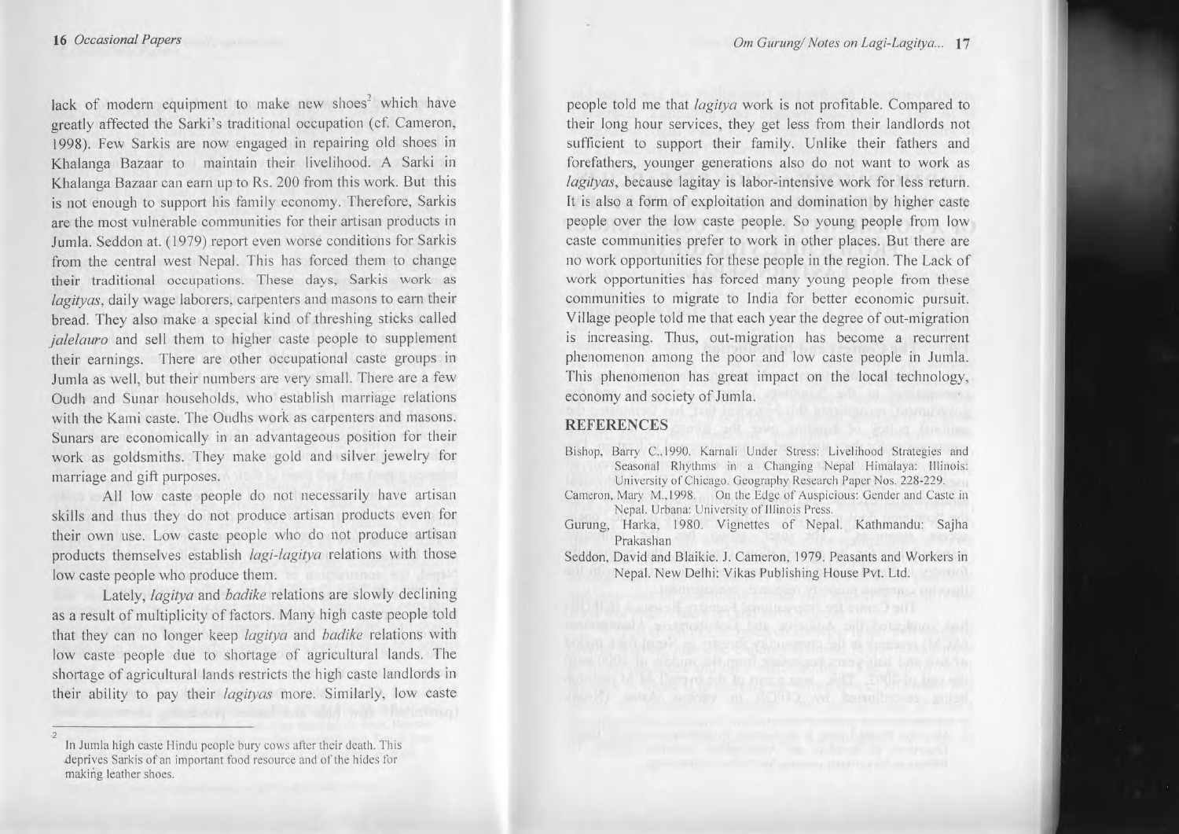lack of modern equipment to make new shoes[2] which have greatly affected the Sarki's traditional occupation (cf. Cameron, 1998). Few Sarkis are now engaged in repairing old shoes in Khalanga Bazaar to maintain their livelihood. A Sarki in Khalanga Bazaar can earn up to Rs. 200 from this work. But this is not enough to support his family economy. Therefore, Sarkis are the most vulnerable communities for their artisan products in Jumla. Seddon at. (1979) report even worse conditions for Sarkis from the central west Nepal. This has forced them to change their traditional occupations. These days, Sarkis work as *lagityas*, daily wage laborers, carpenters and masons to earn their bread. They also make a special kind of threshing sticks called *jalelauro* and sell them to higher caste people to supplement their earnings. There are other occupational caste groups in Jumla as well, but their numbers are very small. There are a few Oudh and Sunar households, who establish marriage relations with the Kami caste. The Oudhs work as carpenters and masons. Sunars are economically in an advantageous position for their work as goldsmiths. They make gold and silver jewelry for marriage and gift purposes.

All low caste people do not necessarily have artisan skills and thus they do not produce artisan products even for their own use. Low caste people who do not produce artisan products themselves establish *lagi-lagitya* relations with those low caste people who produce them.

Lately, *lagitya* and *badike* relations are slowly declining as a result of multiplicity of factors. Many high caste people told that they can no longer keep *lagitya* and *badike* relations with low caste people due to shortage of agricultural lands. The shortage of agricultural lands restricts the high caste landlords in their ability to pay their *lagityas* more. Similarly, low caste people told me that *lagitya* work is not profitable. Compared to their long hour services, they get less from their landlords not sufficient to support their family. Unlike their fathers and forefathers, younger generations also do not want to work as *lagityas*, because lagitay is labor-intensive work for less return. It is also a form of exploitation and domination by higher caste people over the low caste people. So young people from low caste communities prefer to work in other places. But there are no work opportunities for these people in the region. The Lack of work opportunities has forced many young people from these communities to migrate to India for better economic pursuit. Village people told me that each year the degree of out-migration is increasing. Thus, out-migration has become a recurrent phenomenon among the poor and low caste people in Jumla. This phenomenon has great impact on the local technology, economy and society of Jumla.

[2] In Jumla high caste Hindu people bury cows after their death. This deprives Sarkis of an important food resource and of the hides for making leather shoes.

## REFERENCES

Bishop, Barry C.,1990. Karnali Under Stress: Livelihood Strategies and Seasonal Rhythms in a Changing Nepal Himalaya: Illinois: University of Chicago. Geography Research Paper Nos. 228-229.

Cameron, Mary M.,1998. On the Edge of Auspicious: Gender and Caste in Nepal. Urbana: University of Illinois Press.

Gurung, Harka, 1980. Vignettes of Nepal. Kathmandu: Sajha Prakashan

Seddon, David and Blaikie. J. Cameron, 1979. Peasants and Workers in Nepal. New Delhi: Vikas Publishing House Pvt. Ltd.